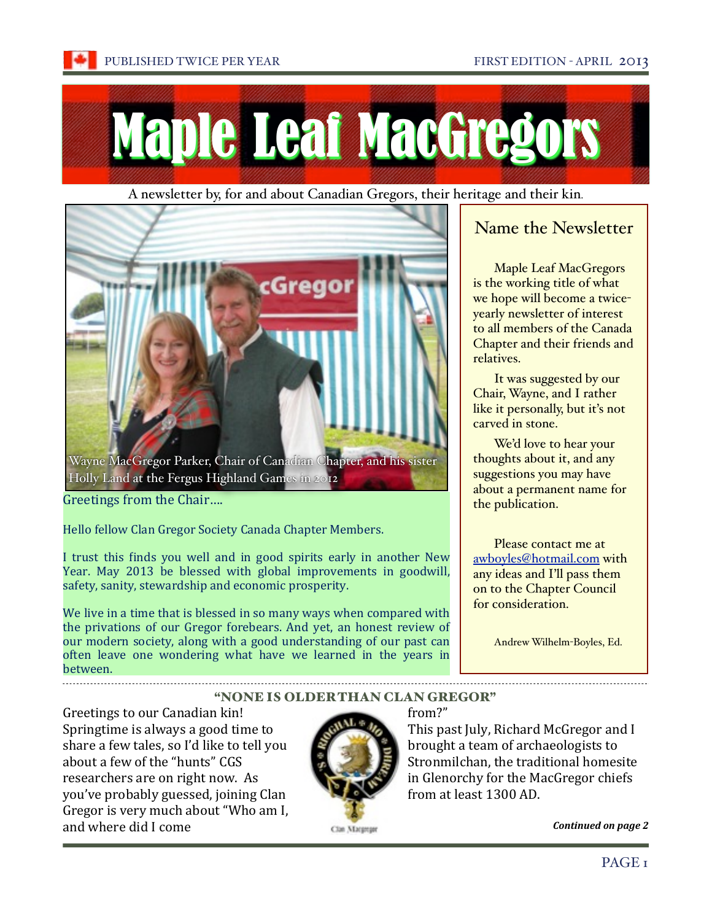# Maple Leaf MacGregors

A newsletter by, for and about Canadian Gregors, their heritage and their kin.

Wayne MacGregor Parker, Chair of Canadian Chapter, and his sister Holly Land at the Fergus Highland Games in 2012

Greetings from the Chair….

Hello fellow Clan Gregor Society Canada Chapter Members.

I trust this finds you well and in good spirits early in another New Year. May 2013 be blessed with global improvements in goodwill, safety, sanity, stewardship and economic prosperity.

We live in a time that is blessed in so many ways when compared with the privations of our Gregor forebears. And yet, an honest review of our modern society, along with a good understanding of our past can often leave one wondering what have we learned in the years in between.

## Name the Newsletter

Maple Leaf MacGregors is the working title of what we hope will become a twice-yearly newsletter of interest to all members of the Canada Chapter and their friends and relatives.

It was suggested by our Chair, Wayne, and I rather like it personally, but it's not carved in stone.

We'd love to hear your thoughts about it, and any suggestions you may have about a permanent name for the publication.

Please contact me at awboyles@hotmail.com with any ideas and I'll pass them on to the Chapter Council for consideration.

Andrew Wilhelm-Boyles, Ed.

## "NONE IS OLDER THAN CLAN GREGOR"

Greetings to our Canadian kin! Springtime is always a good time to share a few tales, so I'd like to tell you about a few of the "hunts" CGS researchers are on right now. As you've probably guessed, joining Clan Gregor is very much about "Who am I, and where did I come from?"

This past July, Richard McGregor and I brought a team of archaeologists to Stronmilchan, the traditional homesite in Glenorchy for the MacGregor chiefs from at least 1300 AD.

***Continued on page 2***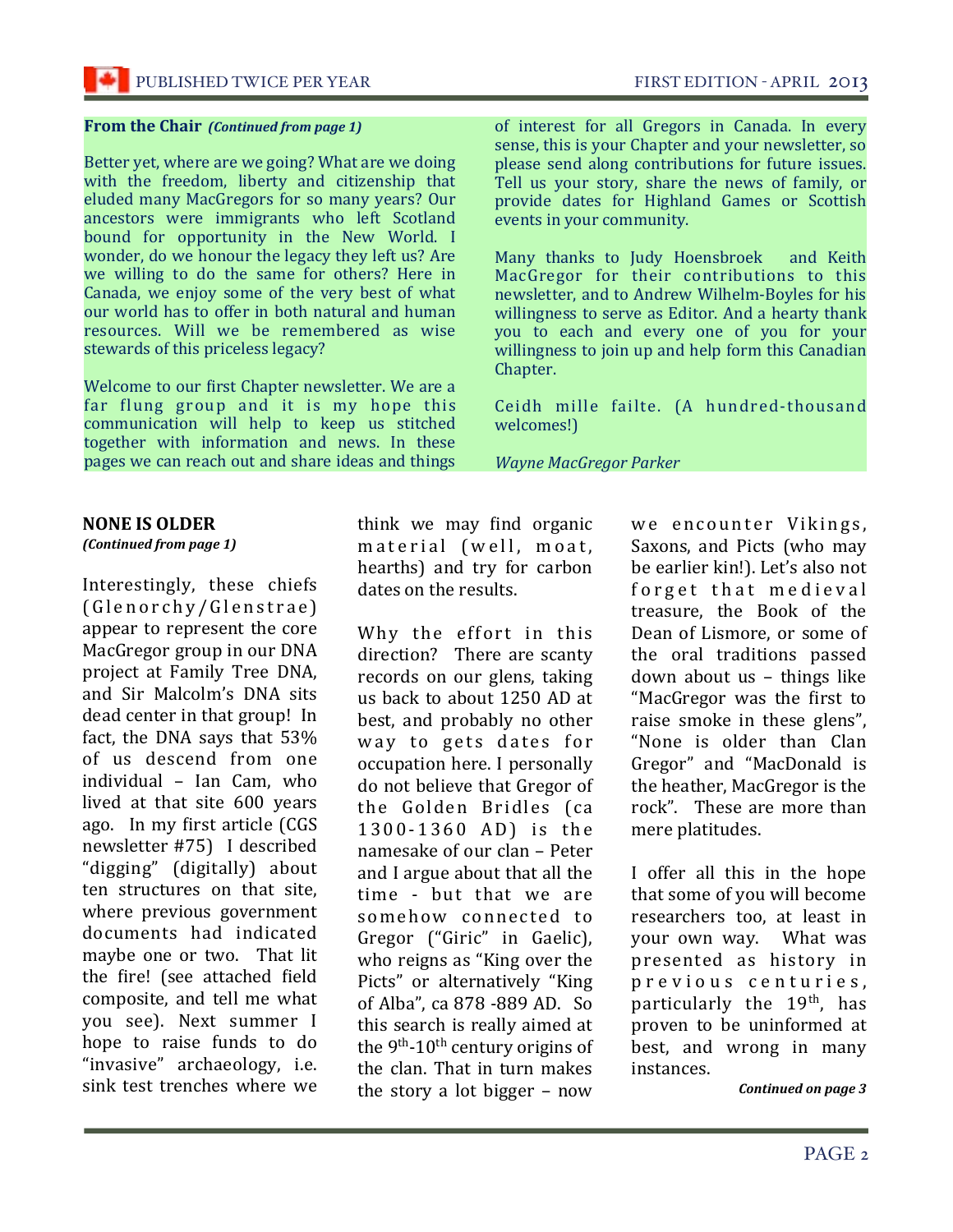**From the Chair** ***(Continued from page 1)***

Better yet, where are we going? What are we doing with the freedom, liberty and citizenship that eluded many MacGregors for so many years? Our ancestors were immigrants who left Scotland bound for opportunity in the New World. I wonder, do we honour the legacy they left us? Are we willing to do the same for others? Here in Canada, we enjoy some of the very best of what our world has to offer in both natural and human resources. Will we be remembered as wise stewards of this priceless legacy?

Welcome to our first Chapter newsletter. We are a far flung group and it is my hope this communication will help to keep us stitched together with information and news. In these pages we can reach out and share ideas and things of interest for all Gregors in Canada. In every sense, this is your Chapter and your newsletter, so please send along contributions for future issues. Tell us your story, share the news of family, or provide dates for Highland Games or Scottish events in your community.

Many thanks to Judy Hoensbroek and Keith MacGregor for their contributions to this newsletter, and to Andrew Wilhelm-Boyles for his willingness to serve as Editor. And a hearty thank you to each and every one of you for your willingness to join up and help form this Canadian Chapter.

Ceidh mille failte. (A hundred-thousand welcomes!)

*Wayne MacGregor Parker*

## NONE IS OLDER

***(Continued from page 1)***

Interestingly, these chiefs (Glenorchy/Glenstrae) appear to represent the core MacGregor group in our DNA project at Family Tree DNA, and Sir Malcolm's DNA sits dead center in that group! In fact, the DNA says that 53% of us descend from one individual – Ian Cam, who lived at that site 600 years ago. In my first article (CGS newsletter #75) I described "digging" (digitally) about ten structures on that site, where previous government documents had indicated maybe one or two. That lit the fire! (see attached field composite, and tell me what you see). Next summer I hope to raise funds to do "invasive" archaeology, i.e. sink test trenches where we think we may find organic material (well, moat, hearths) and try for carbon dates on the results.

Why the effort in this direction? There are scanty records on our glens, taking us back to about 1250 AD at best, and probably no other way to gets dates for occupation here. I personally do not believe that Gregor of the Golden Bridles (ca 1300-1360 AD) is the namesake of our clan – Peter and I argue about that all the time - but that we are somehow connected to Gregor ("Giric" in Gaelic), who reigns as "King over the Picts" or alternatively "King of Alba", ca 878 -889 AD. So this search is really aimed at the 9th-10th century origins of the clan. That in turn makes the story a lot bigger – now we encounter Vikings, Saxons, and Picts (who may be earlier kin!). Let's also not forget that medieval treasure, the Book of the Dean of Lismore, or some of the oral traditions passed down about us – things like "MacGregor was the first to raise smoke in these glens", "None is older than Clan Gregor" and "MacDonald is the heather, MacGregor is the rock". These are more than mere platitudes.

I offer all this in the hope that some of you will become researchers too, at least in your own way. What was presented as history in previous centuries, particularly the 19th, has proven to be uninformed at best, and wrong in many instances.

***Continued on page 3***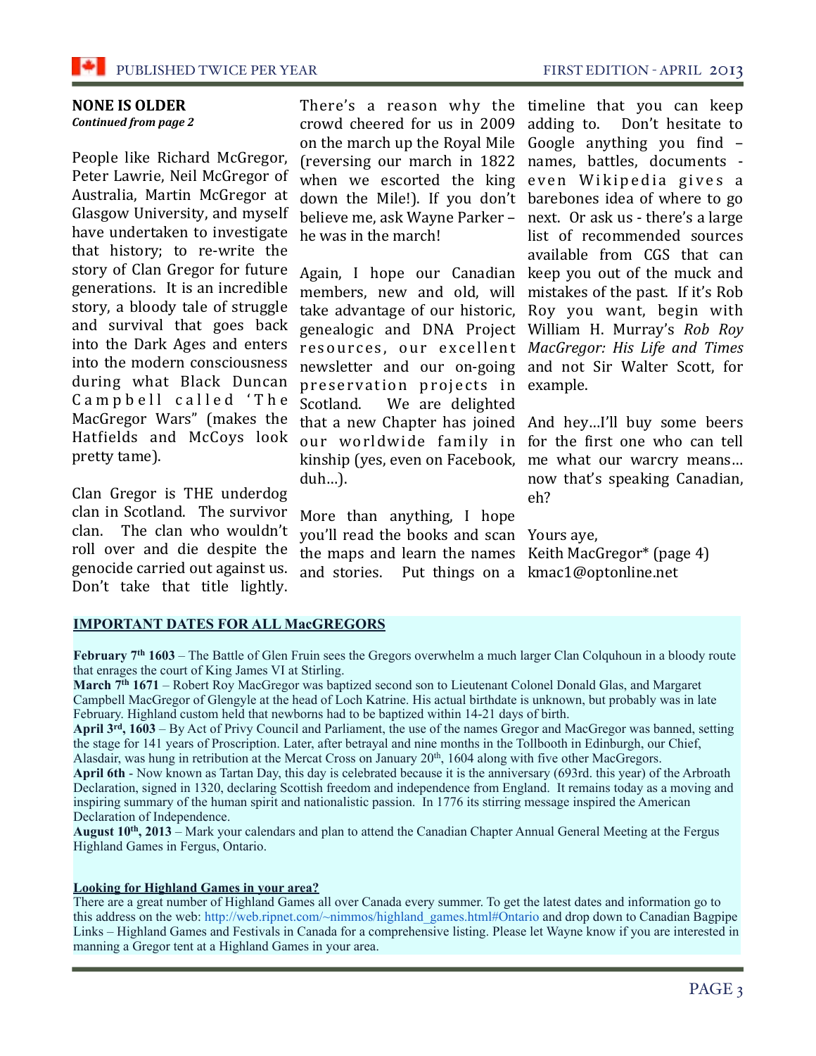## NONE IS OLDER

***Continued from page 2***

People like Richard McGregor, Peter Lawrie, Neil McGregor of Australia, Martin McGregor at Glasgow University, and myself have undertaken to investigate that history; to re-write the story of Clan Gregor for future generations. It is an incredible story, a bloody tale of struggle and survival that goes back into the Dark Ages and enters into the modern consciousness during what Black Duncan Campbell called 'The MacGregor Wars" (makes the Hatfields and McCoys look pretty tame).

Clan Gregor is THE underdog clan in Scotland. The survivor clan. The clan who wouldn't roll over and die despite the genocide carried out against us. Don't take that title lightly. There's a reason why the crowd cheered for us in 2009 on the march up the Royal Mile (reversing our march in 1822 when we escorted the king down the Mile!). If you don't believe me, ask Wayne Parker – he was in the march!

Again, I hope our Canadian members, new and old, will take advantage of our historic, genealogic and DNA Project resources, our excellent newsletter and our on-going preservation projects in Scotland. We are delighted that a new Chapter has joined our worldwide family in kinship (yes, even on Facebook, duh…).

More than anything, I hope you'll read the books and scan the maps and learn the names and stories. Put things on a timeline that you can keep adding to. Don't hesitate to Google anything you find – names, battles, documents - even Wikipedia gives a barebones idea of where to go next. Or ask us - there's a large list of recommended sources available from CGS that can keep you out of the muck and mistakes of the past. If it's Rob Roy you want, begin with William H. Murray's *Rob Roy MacGregor: His Life and Times* and not Sir Walter Scott, for example.

And hey…I'll buy some beers for the first one who can tell me what our warcry means… now that's speaking Canadian, eh?

Yours aye,
Keith MacGregor* (page 4)
kmac1@optonline.net

## IMPORTANT DATES FOR ALL MacGREGORS

**February 7th 1603** – The Battle of Glen Fruin sees the Gregors overwhelm a much larger Clan Colquhoun in a bloody route that enrages the court of King James VI at Stirling.

**March 7th 1671** – Robert Roy MacGregor was baptized second son to Lieutenant Colonel Donald Glas, and Margaret Campbell MacGregor of Glengyle at the head of Loch Katrine. His actual birthdate is unknown, but probably was in late February. Highland custom held that newborns had to be baptized within 14-21 days of birth.

**April 3rd, 1603** – By Act of Privy Council and Parliament, the use of the names Gregor and MacGregor was banned, setting the stage for 141 years of Proscription. Later, after betrayal and nine months in the Tollbooth in Edinburgh, our Chief, Alasdair, was hung in retribution at the Mercat Cross on January 20th, 1604 along with five other MacGregors.

**April 6th** - Now known as Tartan Day, this day is celebrated because it is the anniversary (693rd. this year) of the Arbroath Declaration, signed in 1320, declaring Scottish freedom and independence from England. It remains today as a moving and inspiring summary of the human spirit and nationalistic passion. In 1776 its stirring message inspired the American Declaration of Independence.

**August 10th, 2013** – Mark your calendars and plan to attend the Canadian Chapter Annual General Meeting at the Fergus Highland Games in Fergus, Ontario.

### Looking for Highland Games in your area?

There are a great number of Highland Games all over Canada every summer. To get the latest dates and information go to this address on the web: http://web.ripnet.com/~nimmos/highland_games.html#Ontario and drop down to Canadian Bagpipe Links – Highland Games and Festivals in Canada for a comprehensive listing. Please let Wayne know if you are interested in manning a Gregor tent at a Highland Games in your area.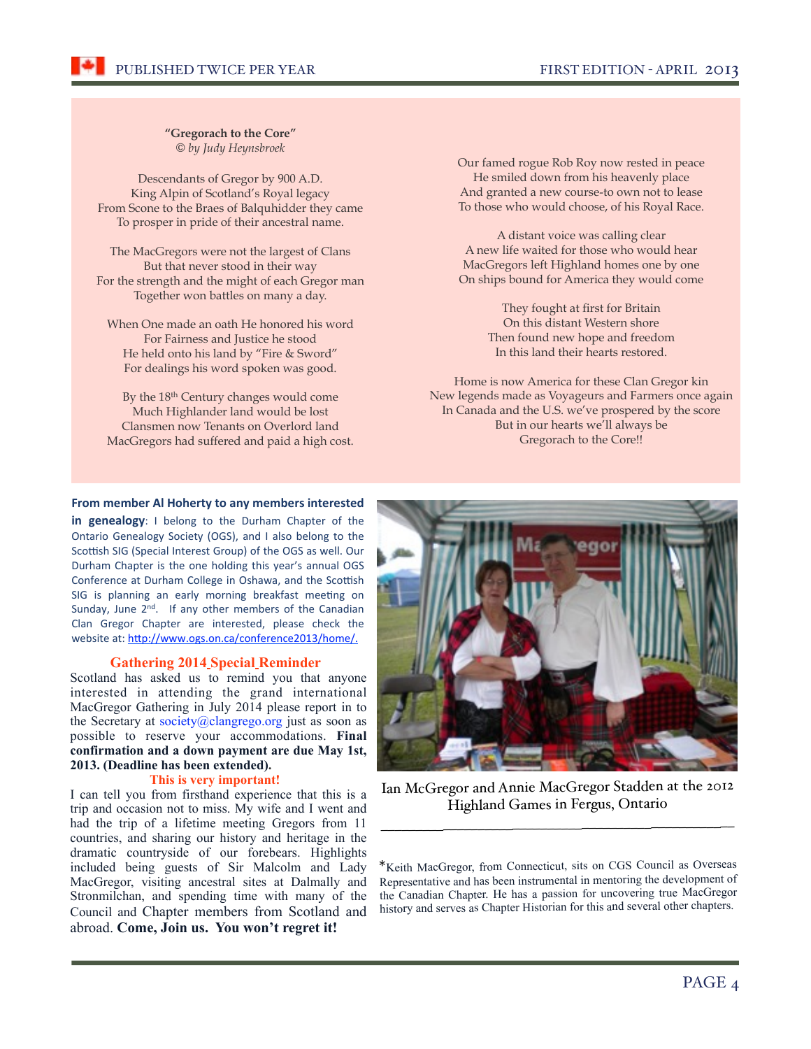**"Gregorach to the Core"**
*© by Judy Heynsbroek*

Descendants of Gregor by 900 A.D.
King Alpin of Scotland's Royal legacy
From Scone to the Braes of Balquhidder they came
To prosper in pride of their ancestral name.

The MacGregors were not the largest of Clans
But that never stood in their way
For the strength and the might of each Gregor man
Together won battles on many a day.

When One made an oath He honored his word
For Fairness and Justice he stood
He held onto his land by "Fire & Sword"
For dealings his word spoken was good.

By the 18th Century changes would come
Much Highlander land would be lost
Clansmen now Tenants on Overlord land
MacGregors had suffered and paid a high cost.

Our famed rogue Rob Roy now rested in peace
He smiled down from his heavenly place
And granted a new course-to own not to lease
To those who would choose, of his Royal Race.

A distant voice was calling clear
A new life waited for those who would hear
MacGregors left Highland homes one by one
On ships bound for America they would come

They fought at first for Britain
On this distant Western shore
Then found new hope and freedom
In this land their hearts restored.

Home is now America for these Clan Gregor kin
New legends made as Voyageurs and Farmers once again
In Canada and the U.S. we've prospered by the score
But in our hearts we'll always be
Gregorach to the Core!!

**From member Al Hoherty to any members interested in genealogy**: I belong to the Durham Chapter of the Ontario Genealogy Society (OGS), and I also belong to the Scottish SIG (Special Interest Group) of the OGS as well. Our Durham Chapter is the one holding this year's annual OGS Conference at Durham College in Oshawa, and the Scottish SIG is planning an early morning breakfast meeting on Sunday, June 2nd. If any other members of the Canadian Clan Gregor Chapter are interested, please check the website at: http://www.ogs.on.ca/conference2013/home/.

## Gathering 2014 Special Reminder

Scotland has asked us to remind you that anyone interested in attending the grand international MacGregor Gathering in July 2014 please report in to the Secretary at society@clangrego.org just as soon as possible to reserve your accommodations. **Final confirmation and a down payment are due May 1st, 2013. (Deadline has been extended).**

**This is very important!**

I can tell you from firsthand experience that this is a trip and occasion not to miss. My wife and I went and had the trip of a lifetime meeting Gregors from 11 countries, and sharing our history and heritage in the dramatic countryside of our forebears. Highlights included being guests of Sir Malcolm and Lady MacGregor, visiting ancestral sites at Dalmally and Stronmilchan, and spending time with many of the Council and Chapter members from Scotland and abroad. **Come, Join us. You won't regret it!**

Ian McGregor and Annie MacGregor Stadden at the 2012 Highland Games in Fergus, Ontario

*Keith MacGregor, from Connecticut, sits on CGS Council as Overseas Representative and has been instrumental in mentoring the development of the Canadian Chapter. He has a passion for uncovering true MacGregor history and serves as Chapter Historian for this and several other chapters.